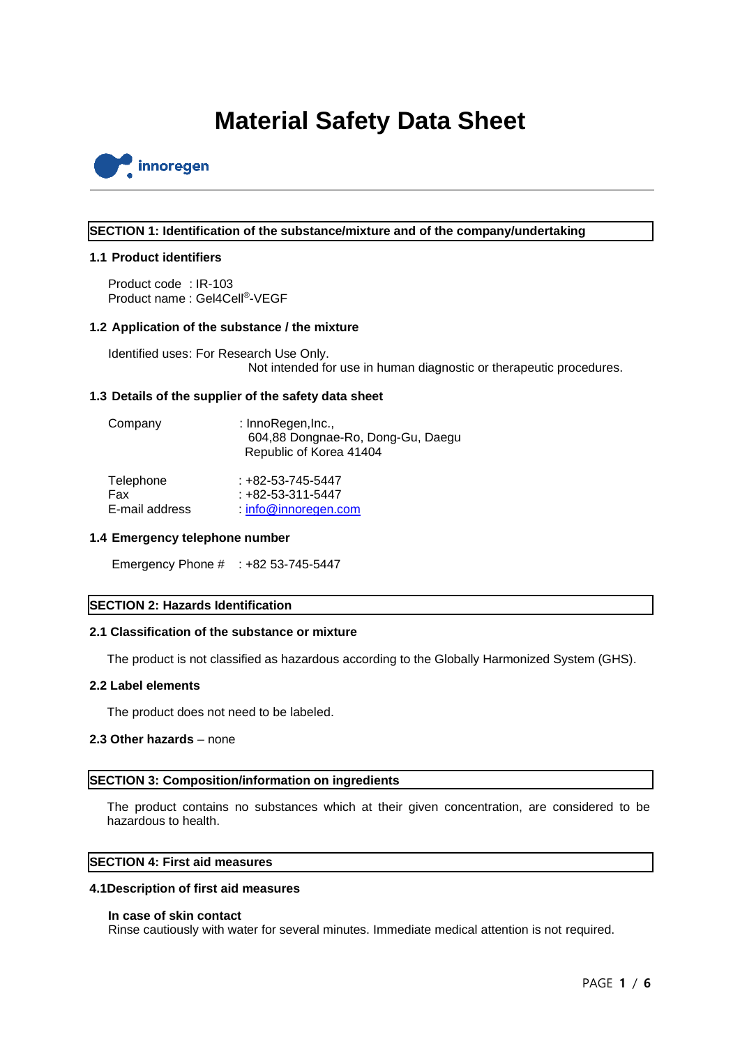# Material Safety Data Sheet

innoregen

## SECTION 1: Identification of the substance/mixture and of the company/undertaking

### 1.1 Product identifiers

Product code : IR-103
Product name : Gel4Cell®-VEGF

### 1.2 Application of the substance / the mixture

Identified uses: For Research Use Only.
Not intended for use in human diagnostic or therapeutic procedures.

### 1.3 Details of the supplier of the safety data sheet

| | |
|---|---|
| Company | : InnoRegen,Inc., 604,88 Dongnae-Ro, Dong-Gu, Daegu Republic of Korea 41404 |
| Telephone | : +82-53-745-5447 |
| Fax | : +82-53-311-5447 |
| E-mail address | : info@innoregen.com |

### 1.4 Emergency telephone number

Emergency Phone # : +82 53-745-5447

## SECTION 2: Hazards Identification

### 2.1 Classification of the substance or mixture

The product is not classified as hazardous according to the Globally Harmonized System (GHS).

### 2.2 Label elements

The product does not need to be labeled.

### 2.3 Other hazards – none

## SECTION 3: Composition/information on ingredients

The product contains no substances which at their given concentration, are considered to be hazardous to health.

## SECTION 4: First aid measures

### 4.1Description of first aid measures

**In case of skin contact**
Rinse cautiously with water for several minutes. Immediate medical attention is not required.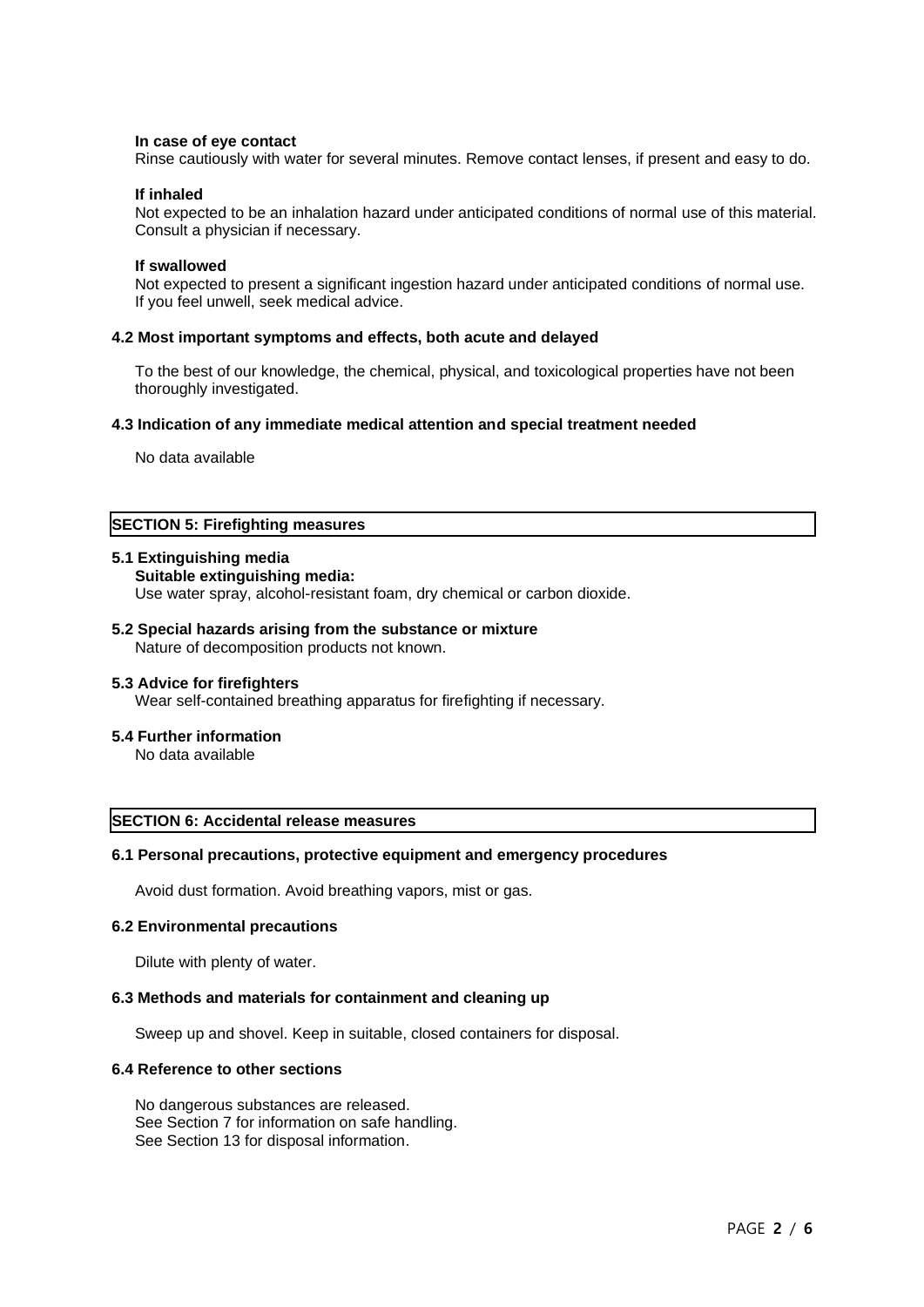**In case of eye contact**
Rinse cautiously with water for several minutes. Remove contact lenses, if present and easy to do.

**If inhaled**
Not expected to be an inhalation hazard under anticipated conditions of normal use of this material. Consult a physician if necessary.

**If swallowed**
Not expected to present a significant ingestion hazard under anticipated conditions of normal use. If you feel unwell, seek medical advice.

### 4.2 Most important symptoms and effects, both acute and delayed

To the best of our knowledge, the chemical, physical, and toxicological properties have not been thoroughly investigated.

### 4.3 Indication of any immediate medical attention and special treatment needed

No data available

## SECTION 5: Firefighting measures

### 5.1 Extinguishing media

**Suitable extinguishing media:**
Use water spray, alcohol-resistant foam, dry chemical or carbon dioxide.

### 5.2 Special hazards arising from the substance or mixture

Nature of decomposition products not known.

### 5.3 Advice for firefighters

Wear self-contained breathing apparatus for firefighting if necessary.

### 5.4 Further information

No data available

## SECTION 6: Accidental release measures

### 6.1 Personal precautions, protective equipment and emergency procedures

Avoid dust formation. Avoid breathing vapors, mist or gas.

### 6.2 Environmental precautions

Dilute with plenty of water.

### 6.3 Methods and materials for containment and cleaning up

Sweep up and shovel. Keep in suitable, closed containers for disposal.

### 6.4 Reference to other sections

No dangerous substances are released.
See Section 7 for information on safe handling.
See Section 13 for disposal information.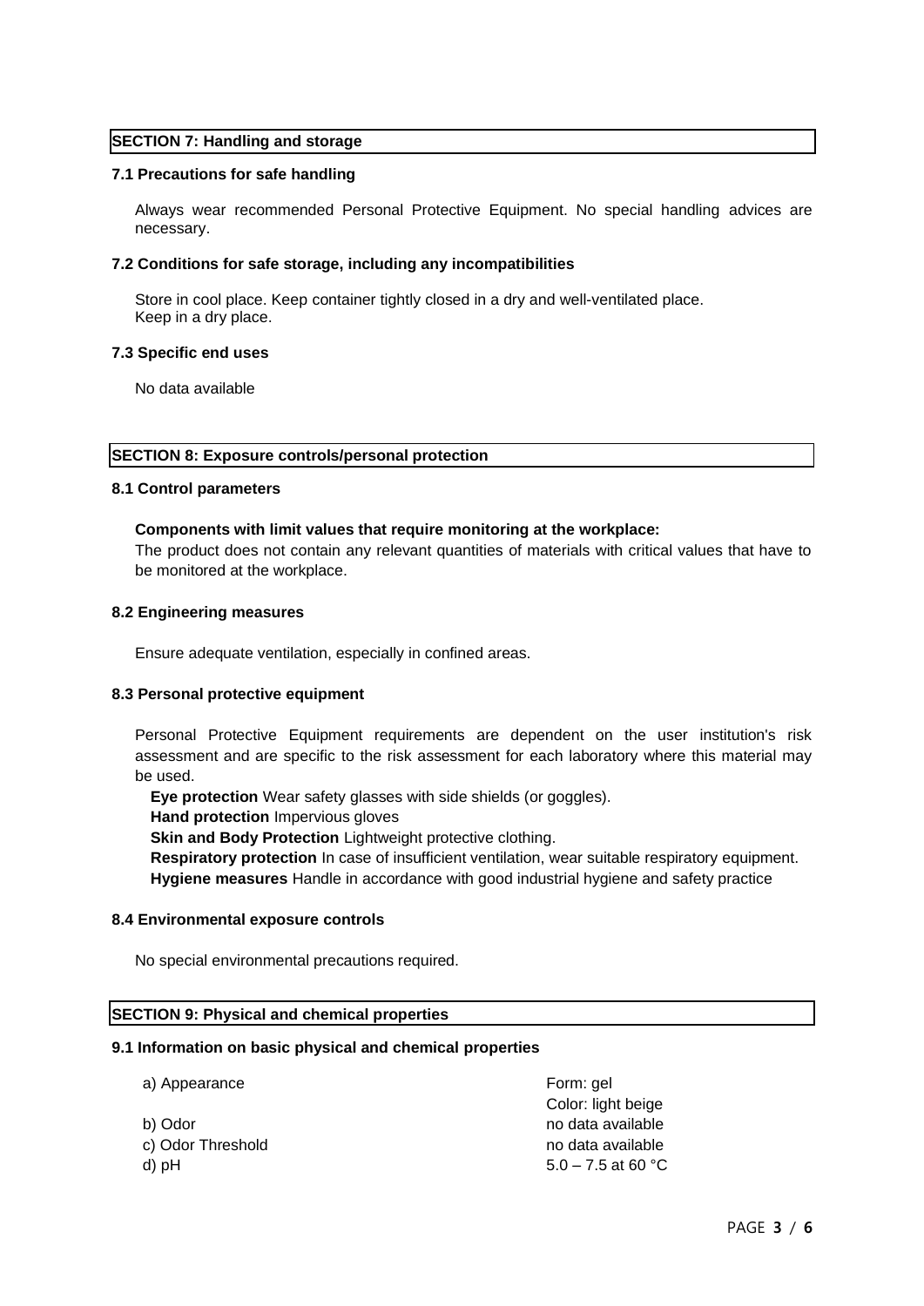## SECTION 7: Handling and storage

### 7.1 Precautions for safe handling

Always wear recommended Personal Protective Equipment. No special handling advices are necessary.

### 7.2 Conditions for safe storage, including any incompatibilities

Store in cool place. Keep container tightly closed in a dry and well-ventilated place.
Keep in a dry place.

### 7.3 Specific end uses

No data available

## SECTION 8: Exposure controls/personal protection

### 8.1 Control parameters

**Components with limit values that require monitoring at the workplace:**
The product does not contain any relevant quantities of materials with critical values that have to be monitored at the workplace.

### 8.2 Engineering measures

Ensure adequate ventilation, especially in confined areas.

### 8.3 Personal protective equipment

Personal Protective Equipment requirements are dependent on the user institution's risk assessment and are specific to the risk assessment for each laboratory where this material may be used.

**Eye protection** Wear safety glasses with side shields (or goggles).
**Hand protection** Impervious gloves
**Skin and Body Protection** Lightweight protective clothing.
**Respiratory protection** In case of insufficient ventilation, wear suitable respiratory equipment.
**Hygiene measures** Handle in accordance with good industrial hygiene and safety practice

### 8.4 Environmental exposure controls

No special environmental precautions required.

## SECTION 9: Physical and chemical properties

### 9.1 Information on basic physical and chemical properties

| | |
|---|---|
| a) Appearance | Form: gel<br>Color: light beige |
| b) Odor | no data available |
| c) Odor Threshold | no data available |
| d) pH | 5.0 – 7.5 at 60 °C |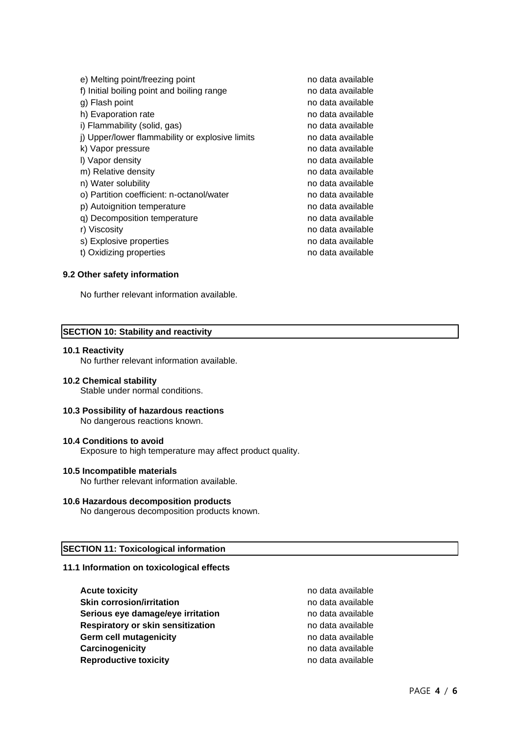| | |
|---|---|
| e) Melting point/freezing point | no data available |
| f) Initial boiling point and boiling range | no data available |
| g) Flash point | no data available |
| h) Evaporation rate | no data available |
| i) Flammability (solid, gas) | no data available |
| j) Upper/lower flammability or explosive limits | no data available |
| k) Vapor pressure | no data available |
| l) Vapor density | no data available |
| m) Relative density | no data available |
| n) Water solubility | no data available |
| o) Partition coefficient: n-octanol/water | no data available |
| p) Autoignition temperature | no data available |
| q) Decomposition temperature | no data available |
| r) Viscosity | no data available |
| s) Explosive properties | no data available |
| t) Oxidizing properties | no data available |

### 9.2 Other safety information

No further relevant information available.

## SECTION 10: Stability and reactivity

### 10.1 Reactivity

No further relevant information available.

### 10.2 Chemical stability

Stable under normal conditions.

### 10.3 Possibility of hazardous reactions

No dangerous reactions known.

### 10.4 Conditions to avoid

Exposure to high temperature may affect product quality.

### 10.5 Incompatible materials

No further relevant information available.

### 10.6 Hazardous decomposition products

No dangerous decomposition products known.

## SECTION 11: Toxicological information

### 11.1 Information on toxicological effects

| | |
|---|---|
| **Acute toxicity** | no data available |
| **Skin corrosion/irritation** | no data available |
| **Serious eye damage/eye irritation** | no data available |
| **Respiratory or skin sensitization** | no data available |
| **Germ cell mutagenicity** | no data available |
| **Carcinogenicity** | no data available |
| **Reproductive toxicity** | no data available |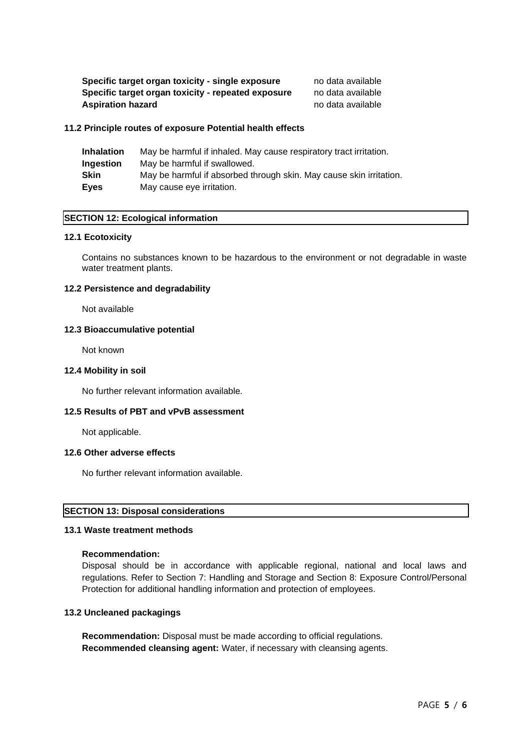| | |
|---|---|
| **Specific target organ toxicity - single exposure** | no data available |
| **Specific target organ toxicity - repeated exposure** | no data available |
| **Aspiration hazard** | no data available |

### 11.2 Principle routes of exposure Potential health effects

| | |
|---|---|
| **Inhalation** | May be harmful if inhaled. May cause respiratory tract irritation. |
| **Ingestion** | May be harmful if swallowed. |
| **Skin** | May be harmful if absorbed through skin. May cause skin irritation. |
| **Eyes** | May cause eye irritation. |

## SECTION 12: Ecological information

### 12.1 Ecotoxicity

Contains no substances known to be hazardous to the environment or not degradable in waste water treatment plants.

### 12.2 Persistence and degradability

Not available

### 12.3 Bioaccumulative potential

Not known

### 12.4 Mobility in soil

No further relevant information available.

### 12.5 Results of PBT and vPvB assessment

Not applicable.

### 12.6 Other adverse effects

No further relevant information available.

## SECTION 13: Disposal considerations

### 13.1 Waste treatment methods

**Recommendation:**

Disposal should be in accordance with applicable regional, national and local laws and regulations. Refer to Section 7: Handling and Storage and Section 8: Exposure Control/Personal Protection for additional handling information and protection of employees.

### 13.2 Uncleaned packagings

**Recommendation:** Disposal must be made according to official regulations.

**Recommended cleansing agent:** Water, if necessary with cleansing agents.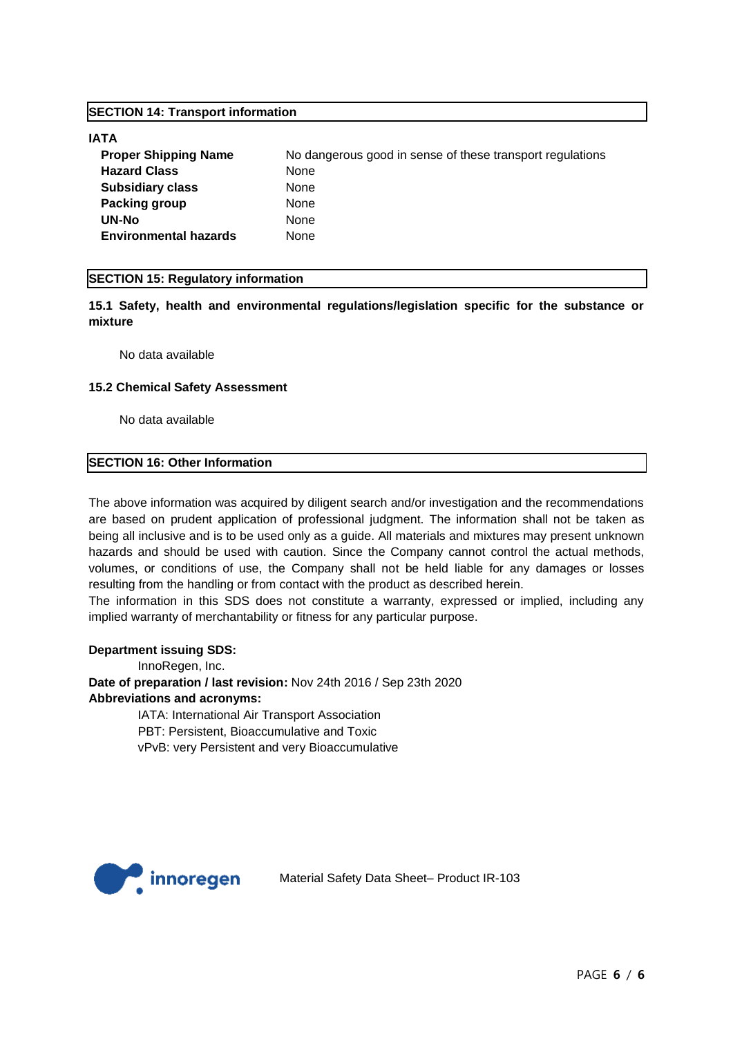## SECTION 14: Transport information

**IATA**

| | |
|---|---|
| **Proper Shipping Name** | No dangerous good in sense of these transport regulations |
| **Hazard Class** | None |
| **Subsidiary class** | None |
| **Packing group** | None |
| **UN-No** | None |
| **Environmental hazards** | None |

## SECTION 15: Regulatory information

### 15.1 Safety, health and environmental regulations/legislation specific for the substance or mixture

No data available

### 15.2 Chemical Safety Assessment

No data available

## SECTION 16: Other Information

The above information was acquired by diligent search and/or investigation and the recommendations are based on prudent application of professional judgment. The information shall not be taken as being all inclusive and is to be used only as a guide. All materials and mixtures may present unknown hazards and should be used with caution. Since the Company cannot control the actual methods, volumes, or conditions of use, the Company shall not be held liable for any damages or losses resulting from the handling or from contact with the product as described herein.
The information in this SDS does not constitute a warranty, expressed or implied, including any implied warranty of merchantability or fitness for any particular purpose.

**Department issuing SDS:**
InnoRegen, Inc.
**Date of preparation / last revision:** Nov 24th 2016 / Sep 23th 2020
**Abbreviations and acronyms:**
IATA: International Air Transport Association
PBT: Persistent, Bioaccumulative and Toxic
vPvB: very Persistent and very Bioaccumulative